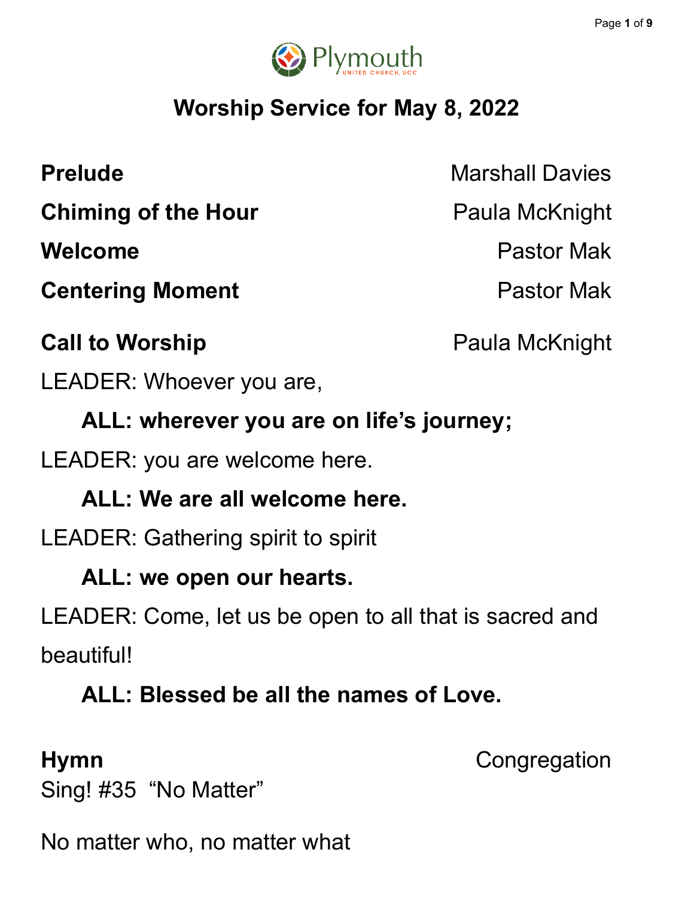Plymouth
UNITED CHURCH, UCC

# Worship Service for May 8, 2022

**Prelude** Marshall Davies

**Chiming of the Hour** Paula McKnight

**Welcome** Pastor Mak

**Centering Moment** Pastor Mak

**Call to Worship** Paula McKnight

LEADER: Whoever you are,

**ALL: wherever you are on life's journey;**

LEADER: you are welcome here.

**ALL: We are all welcome here.**

LEADER: Gathering spirit to spirit

**ALL: we open our hearts.**

LEADER: Come, let us be open to all that is sacred and beautiful!

**ALL: Blessed be all the names of Love.**

**Hymn** Congregation

Sing! #35 "No Matter"

No matter who, no matter what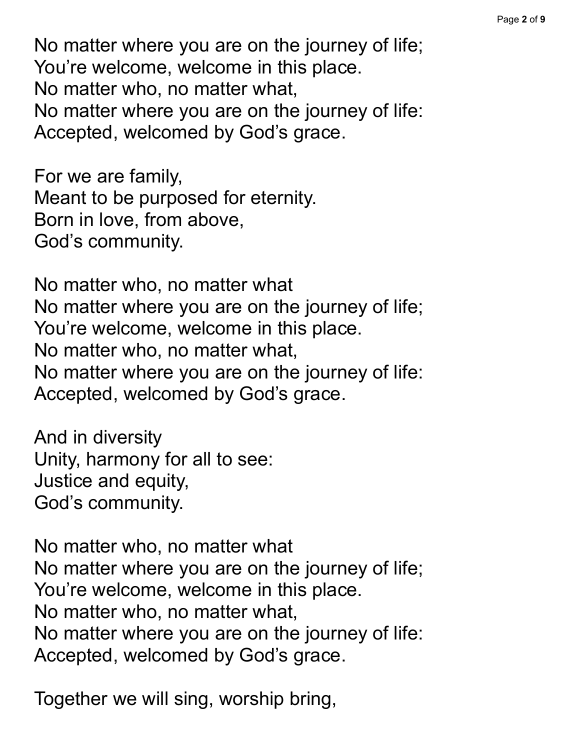No matter where you are on the journey of life;
You’re welcome, welcome in this place.
No matter who, no matter what,
No matter where you are on the journey of life:
Accepted, welcomed by God’s grace.

For we are family,
Meant to be purposed for eternity.
Born in love, from above,
God’s community.

No matter who, no matter what
No matter where you are on the journey of life;
You’re welcome, welcome in this place.
No matter who, no matter what,
No matter where you are on the journey of life:
Accepted, welcomed by God’s grace.

And in diversity
Unity, harmony for all to see:
Justice and equity,
God’s community.

No matter who, no matter what
No matter where you are on the journey of life;
You’re welcome, welcome in this place.
No matter who, no matter what,
No matter where you are on the journey of life:
Accepted, welcomed by God’s grace.

Together we will sing, worship bring,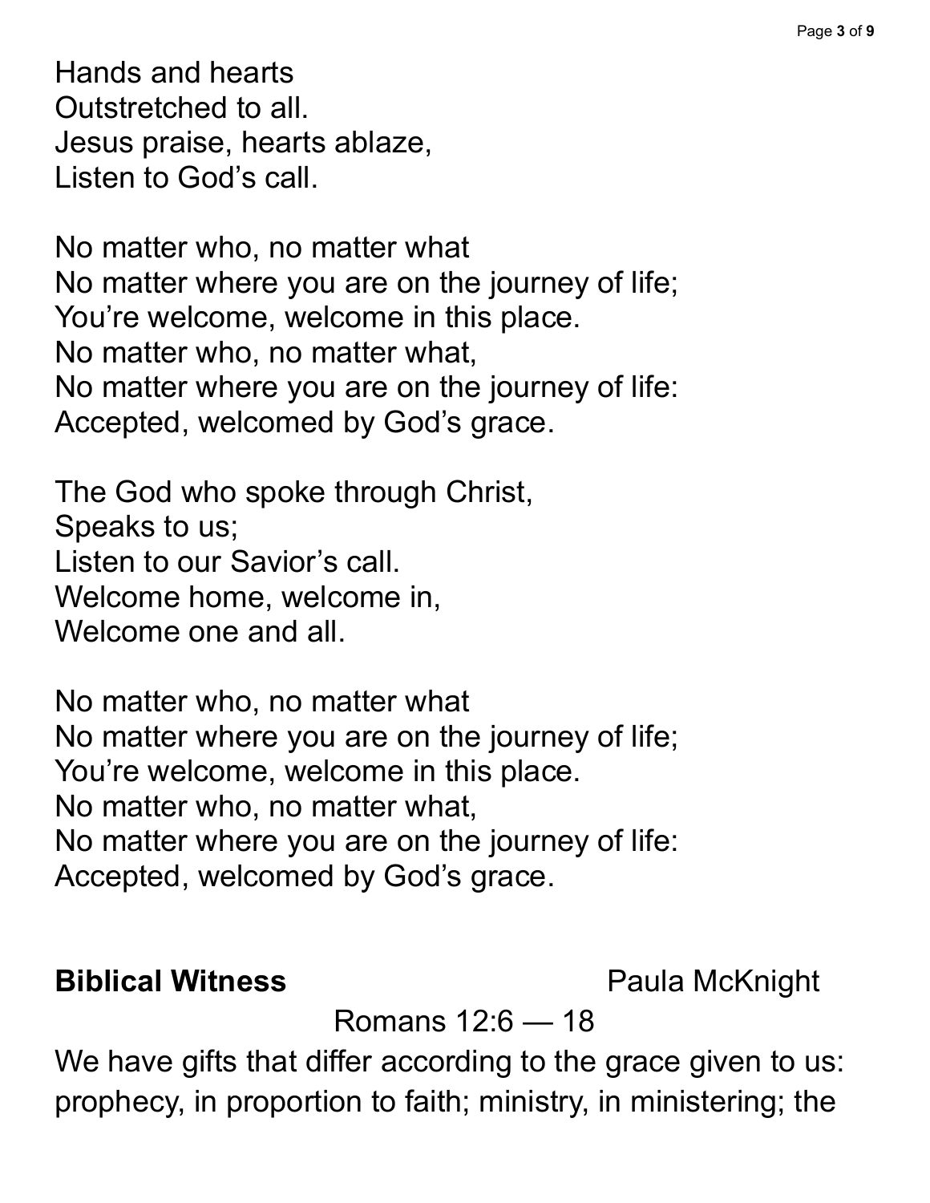Hands and hearts  
Outstretched to all.  
Jesus praise, hearts ablaze,  
Listen to God's call.

No matter who, no matter what  
No matter where you are on the journey of life;  
You're welcome, welcome in this place.  
No matter who, no matter what,  
No matter where you are on the journey of life:  
Accepted, welcomed by God's grace.

The God who spoke through Christ,  
Speaks to us;  
Listen to our Savior's call.  
Welcome home, welcome in,  
Welcome one and all.

No matter who, no matter what  
No matter where you are on the journey of life;  
You're welcome, welcome in this place.  
No matter who, no matter what,  
No matter where you are on the journey of life:  
Accepted, welcomed by God's grace.

**Biblical Witness** Paula McKnight

Romans 12:6 — 18

We have gifts that differ according to the grace given to us: prophecy, in proportion to faith; ministry, in ministering; the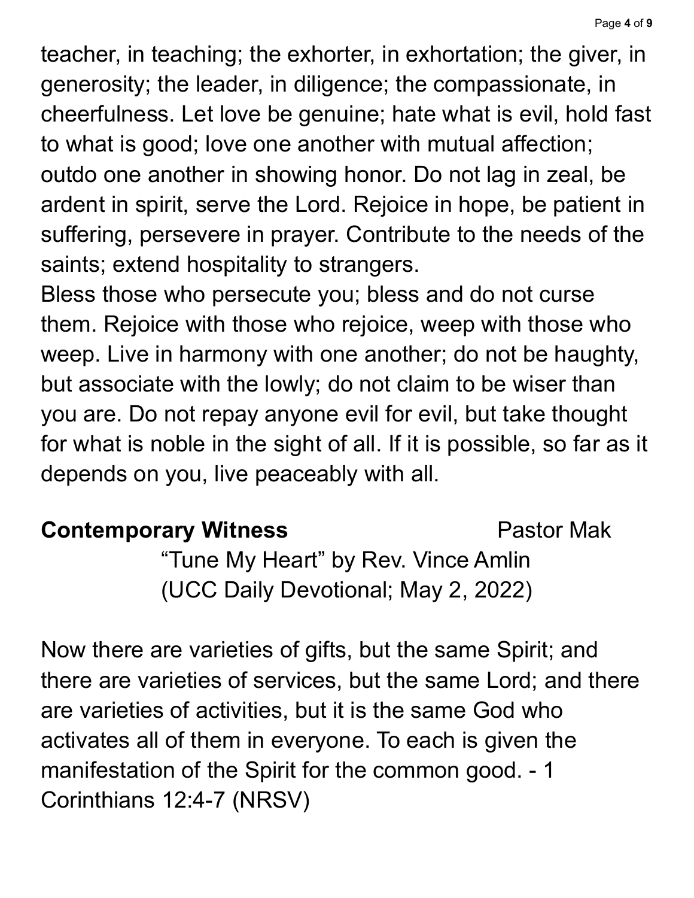teacher, in teaching; the exhorter, in exhortation; the giver, in generosity; the leader, in diligence; the compassionate, in cheerfulness. Let love be genuine; hate what is evil, hold fast to what is good; love one another with mutual affection; outdo one another in showing honor. Do not lag in zeal, be ardent in spirit, serve the Lord. Rejoice in hope, be patient in suffering, persevere in prayer. Contribute to the needs of the saints; extend hospitality to strangers.

Bless those who persecute you; bless and do not curse them. Rejoice with those who rejoice, weep with those who weep. Live in harmony with one another; do not be haughty, but associate with the lowly; do not claim to be wiser than you are. Do not repay anyone evil for evil, but take thought for what is noble in the sight of all. If it is possible, so far as it depends on you, live peaceably with all.

**Contemporary Witness** Pastor Mak

"Tune My Heart" by Rev. Vince Amlin
(UCC Daily Devotional; May 2, 2022)

Now there are varieties of gifts, but the same Spirit; and there are varieties of services, but the same Lord; and there are varieties of activities, but it is the same God who activates all of them in everyone. To each is given the manifestation of the Spirit for the common good. - 1 Corinthians 12:4-7 (NRSV)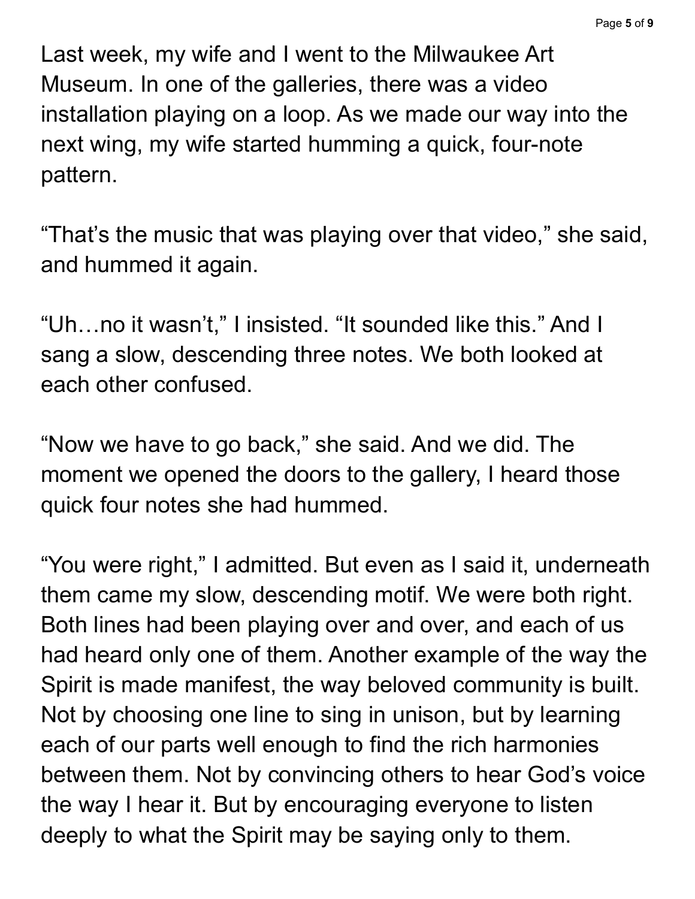Last week, my wife and I went to the Milwaukee Art Museum. In one of the galleries, there was a video installation playing on a loop. As we made our way into the next wing, my wife started humming a quick, four-note pattern.

“That’s the music that was playing over that video,” she said, and hummed it again.

“Uh…no it wasn’t,” I insisted. “It sounded like this.” And I sang a slow, descending three notes. We both looked at each other confused.

“Now we have to go back,” she said. And we did. The moment we opened the doors to the gallery, I heard those quick four notes she had hummed.

“You were right,” I admitted. But even as I said it, underneath them came my slow, descending motif. We were both right. Both lines had been playing over and over, and each of us had heard only one of them. Another example of the way the Spirit is made manifest, the way beloved community is built. Not by choosing one line to sing in unison, but by learning each of our parts well enough to find the rich harmonies between them. Not by convincing others to hear God’s voice the way I hear it. But by encouraging everyone to listen deeply to what the Spirit may be saying only to them.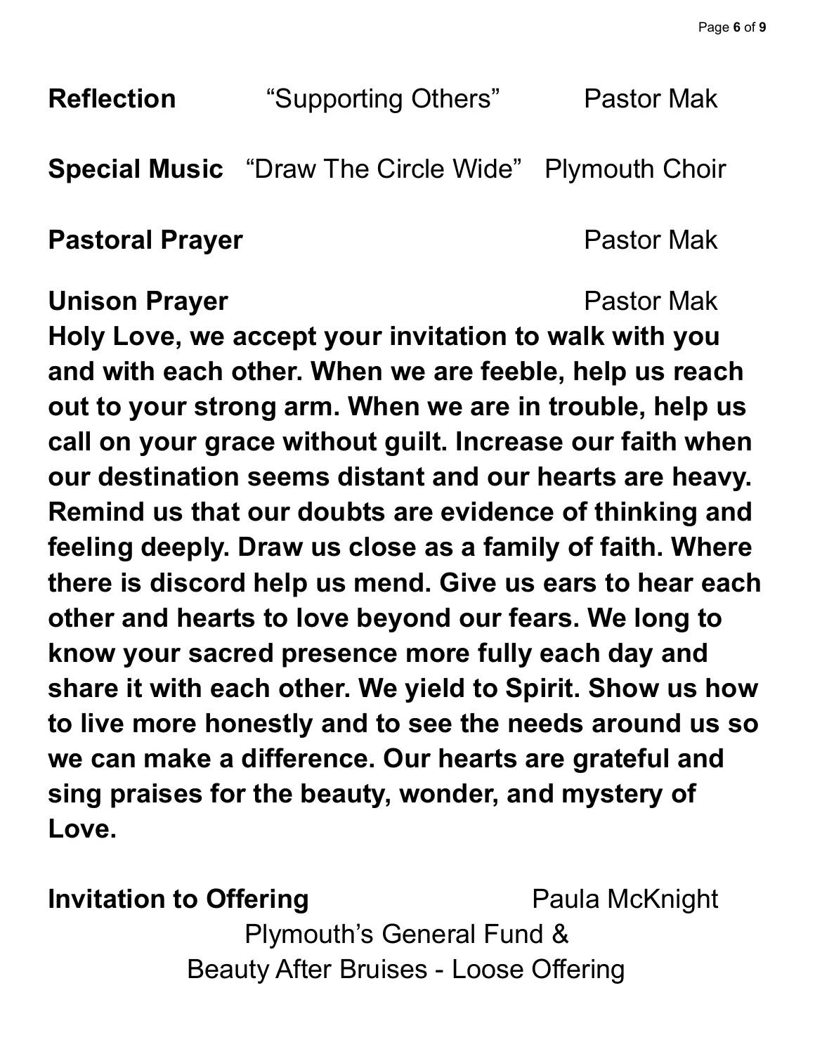**Reflection** "Supporting Others" Pastor Mak

**Special Music** "Draw The Circle Wide" Plymouth Choir

**Pastoral Prayer** Pastor Mak

**Unison Prayer** Pastor Mak

**Holy Love, we accept your invitation to walk with you and with each other. When we are feeble, help us reach out to your strong arm. When we are in trouble, help us call on your grace without guilt. Increase our faith when our destination seems distant and our hearts are heavy. Remind us that our doubts are evidence of thinking and feeling deeply. Draw us close as a family of faith. Where there is discord help us mend. Give us ears to hear each other and hearts to love beyond our fears. We long to know your sacred presence more fully each day and share it with each other. We yield to Spirit. Show us how to live more honestly and to see the needs around us so we can make a difference. Our hearts are grateful and sing praises for the beauty, wonder, and mystery of Love.**

**Invitation to Offering** Paula McKnight

Plymouth's General Fund &
Beauty After Bruises - Loose Offering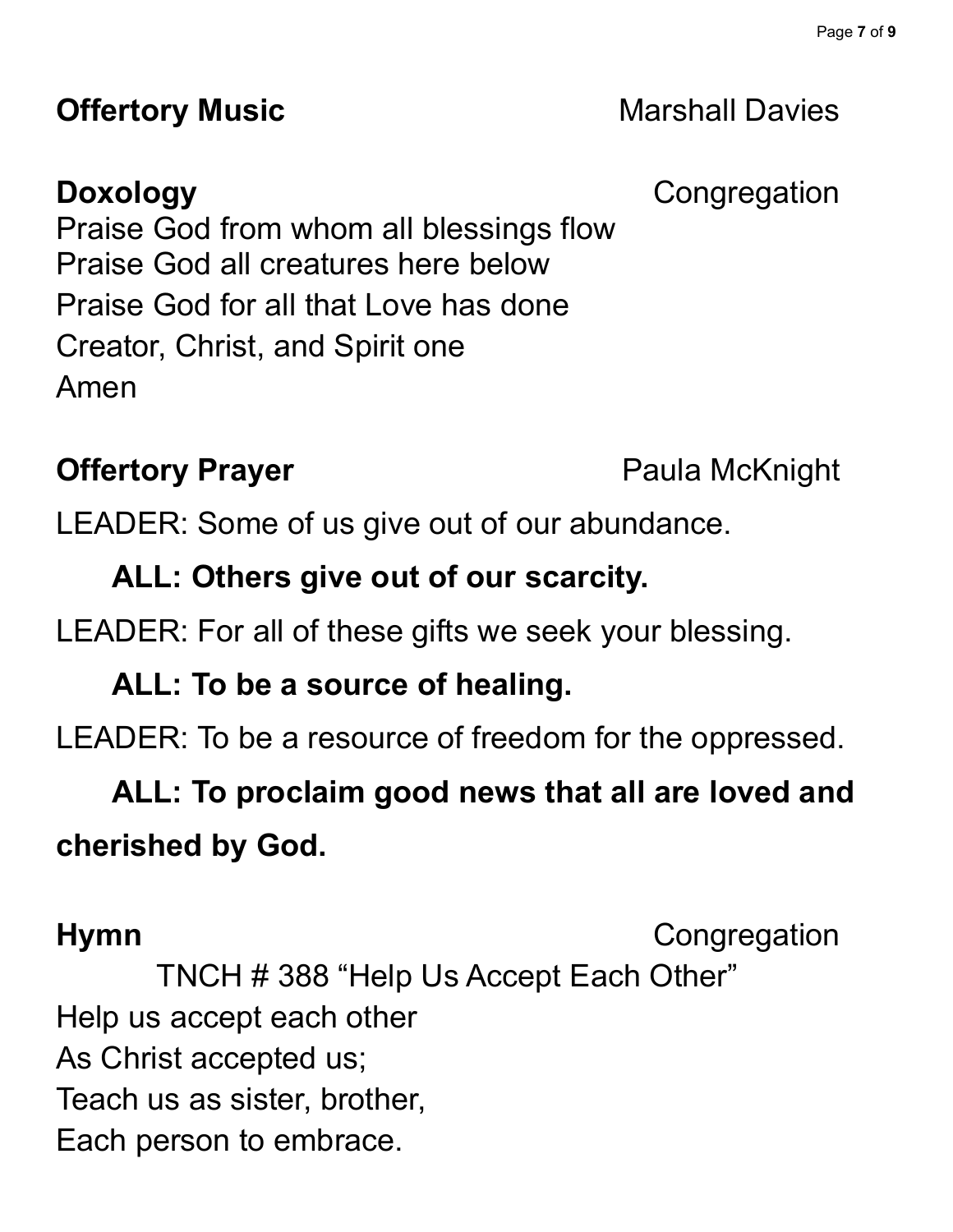**Offertory Music** Marshall Davies

**Doxology** Congregation

Praise God from whom all blessings flow
Praise God all creatures here below
Praise God for all that Love has done
Creator, Christ, and Spirit one
Amen

**Offertory Prayer** Paula McKnight

LEADER: Some of us give out of our abundance.

**ALL: Others give out of our scarcity.**

LEADER: For all of these gifts we seek your blessing.

**ALL: To be a source of healing.**

LEADER: To be a resource of freedom for the oppressed.

**ALL: To proclaim good news that all are loved and cherished by God.**

**Hymn** Congregation

TNCH # 388 "Help Us Accept Each Other"

Help us accept each other
As Christ accepted us;
Teach us as sister, brother,
Each person to embrace.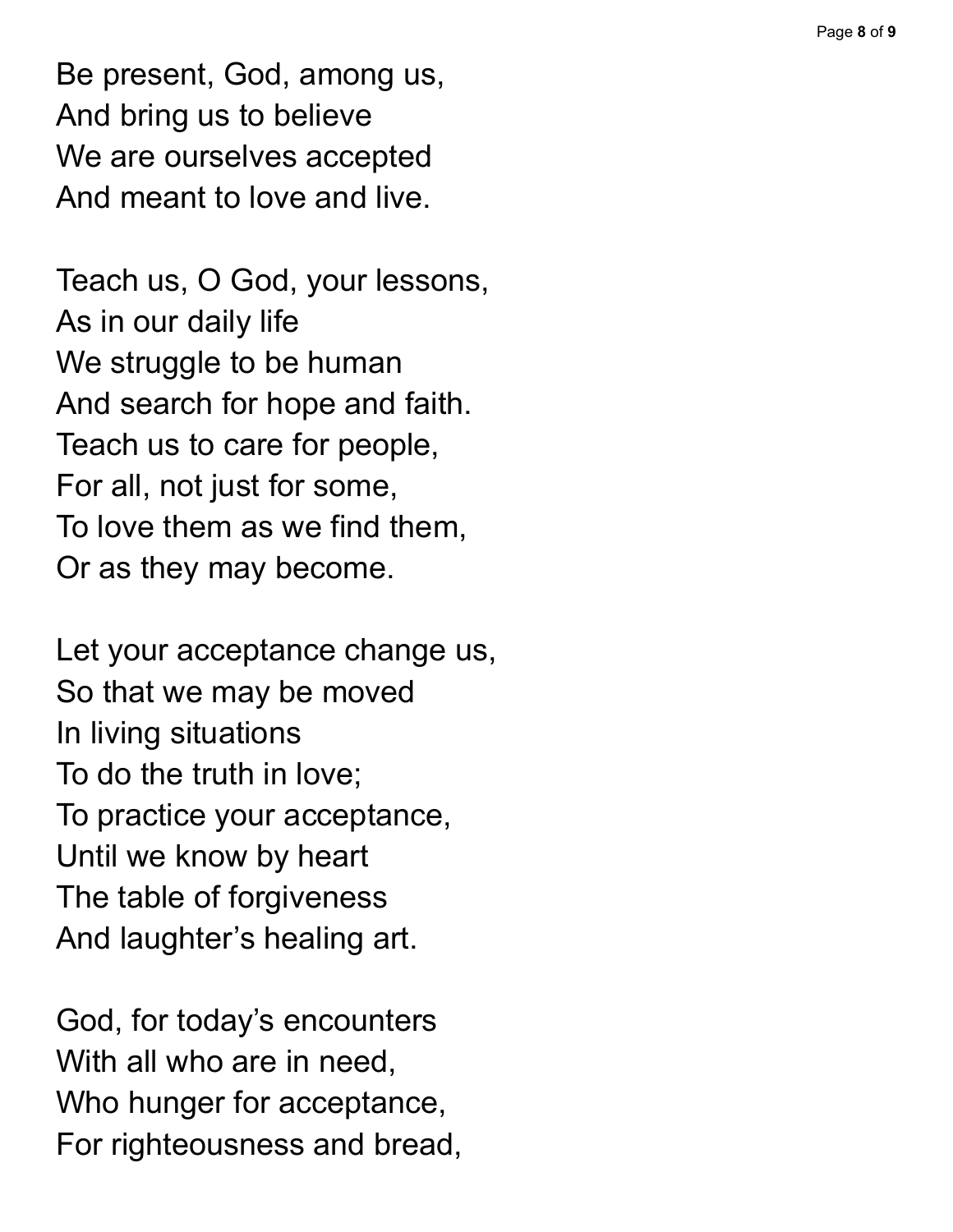Be present, God, among us,
And bring us to believe
We are ourselves accepted
And meant to love and live.

Teach us, O God, your lessons,
As in our daily life
We struggle to be human
And search for hope and faith.
Teach us to care for people,
For all, not just for some,
To love them as we find them,
Or as they may become.

Let your acceptance change us,
So that we may be moved
In living situations
To do the truth in love;
To practice your acceptance,
Until we know by heart
The table of forgiveness
And laughter's healing art.

God, for today's encounters
With all who are in need,
Who hunger for acceptance,
For righteousness and bread,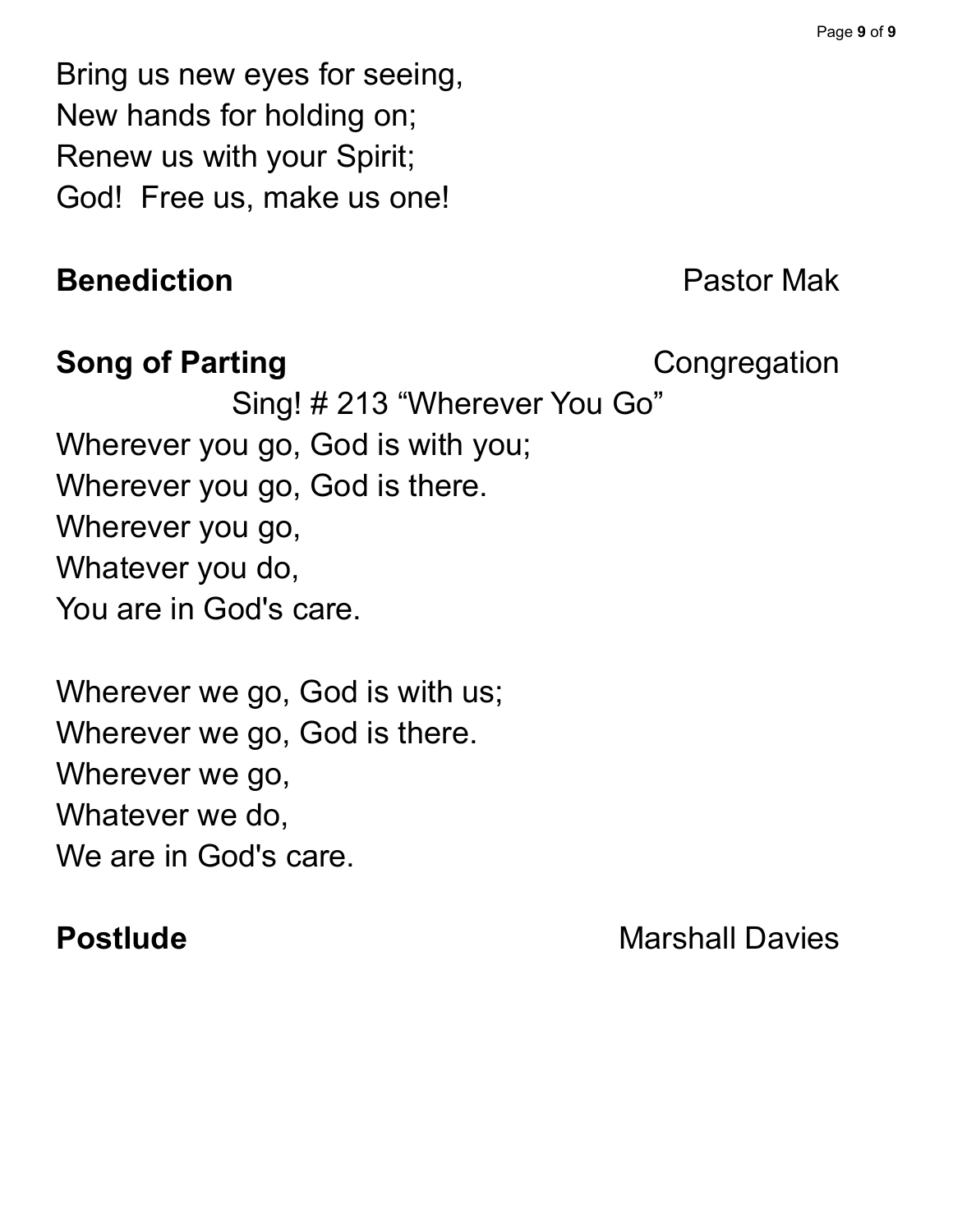Bring us new eyes for seeing,
New hands for holding on;
Renew us with your Spirit;
God! Free us, make us one!

**Benediction** Pastor Mak

**Song of Parting** Congregation

Sing! # 213 “Wherever You Go”

Wherever you go, God is with you;
Wherever you go, God is there.
Wherever you go,
Whatever you do,
You are in God's care.

Wherever we go, God is with us;
Wherever we go, God is there.
Wherever we go,
Whatever we do,
We are in God's care.

**Postlude** Marshall Davies